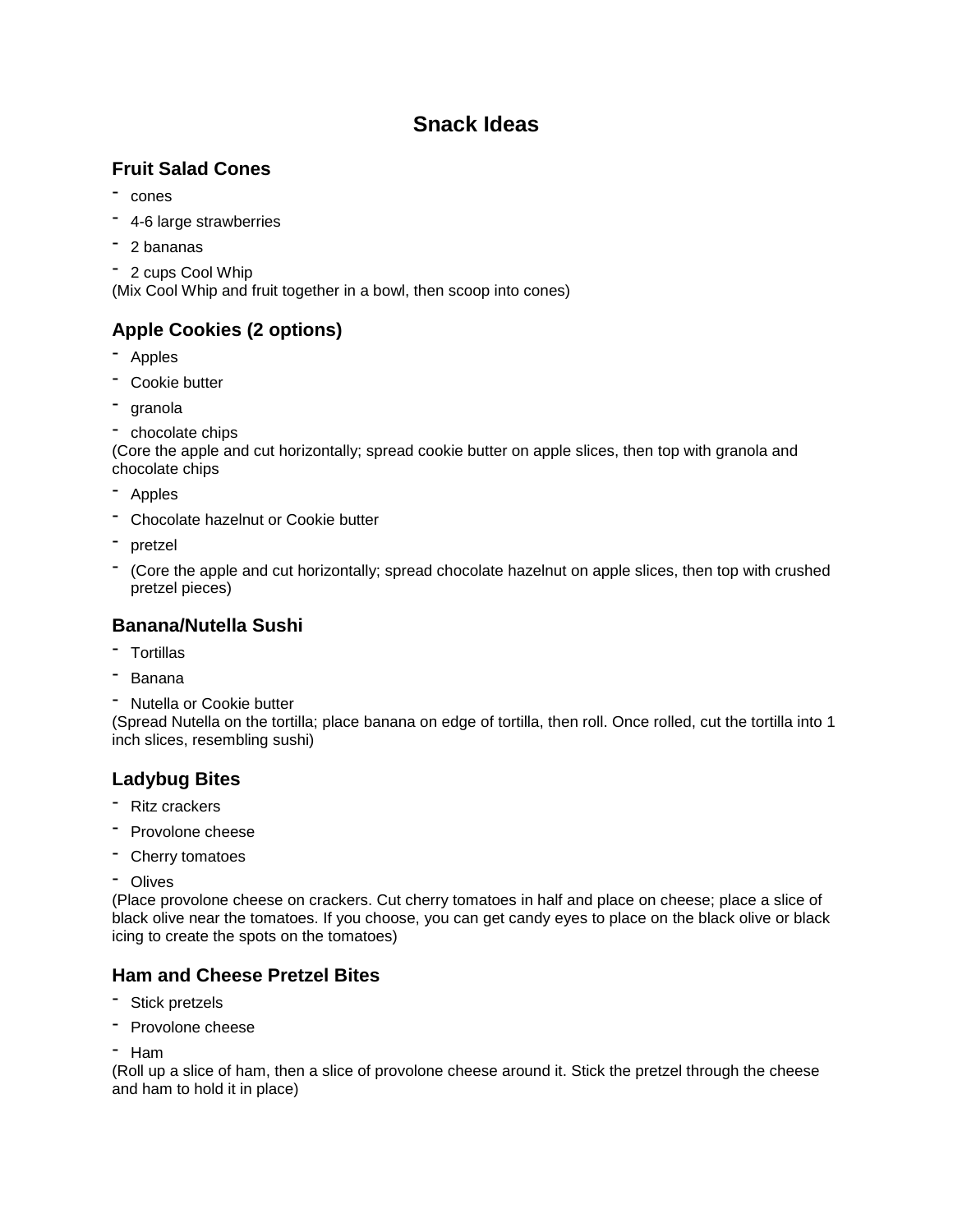# Snack Ideas

## Fruit Salad Cones

- cones
- 4-6 large strawberries
- 2 bananas
- 2 cups Cool Whip

(Mix Cool Whip and fruit together in a bowl, then scoop into cones)

## Apple Cookies (2 options)

- Apples
- Cookie butter
- granola
- chocolate chips

(Core the apple and cut horizontally; spread cookie butter on apple slices, then top with granola and chocolate chips

- Apples
- Chocolate hazelnut or Cookie butter
- pretzel
- (Core the apple and cut horizontally; spread chocolate hazelnut on apple slices, then top with crushed pretzel pieces)

## Banana/Nutella Sushi

- Tortillas
- Banana
- Nutella or Cookie butter

(Spread Nutella on the tortilla; place banana on edge of tortilla, then roll. Once rolled, cut the tortilla into 1 inch slices, resembling sushi)

## Ladybug Bites

- Ritz crackers
- Provolone cheese
- Cherry tomatoes
- Olives

(Place provolone cheese on crackers. Cut cherry tomatoes in half and place on cheese; place a slice of black olive near the tomatoes. If you choose, you can get candy eyes to place on the black olive or black icing to create the spots on the tomatoes)

## Ham and Cheese Pretzel Bites

- Stick pretzels
- Provolone cheese
- Ham

(Roll up a slice of ham, then a slice of provolone cheese around it. Stick the pretzel through the cheese and ham to hold it in place)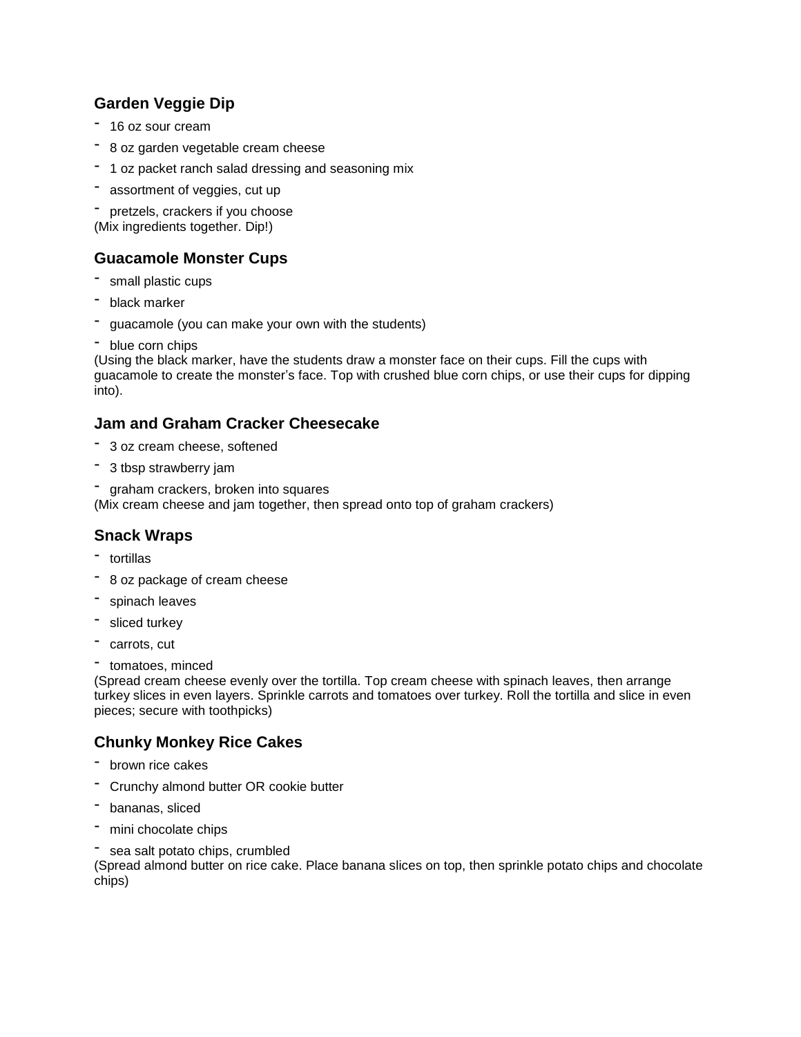### Garden Veggie Dip

- 16 oz sour cream
- 8 oz garden vegetable cream cheese
- 1 oz packet ranch salad dressing and seasoning mix
- assortment of veggies, cut up
- pretzels, crackers if you choose

(Mix ingredients together. Dip!)

### Guacamole Monster Cups

- small plastic cups
- black marker
- guacamole (you can make your own with the students)
- blue corn chips

(Using the black marker, have the students draw a monster face on their cups. Fill the cups with guacamole to create the monster's face. Top with crushed blue corn chips, or use their cups for dipping into).

### Jam and Graham Cracker Cheesecake

- 3 oz cream cheese, softened
- 3 tbsp strawberry jam
- graham crackers, broken into squares

(Mix cream cheese and jam together, then spread onto top of graham crackers)

### Snack Wraps

- tortillas
- 8 oz package of cream cheese
- spinach leaves
- sliced turkey
- carrots, cut
- tomatoes, minced

(Spread cream cheese evenly over the tortilla. Top cream cheese with spinach leaves, then arrange turkey slices in even layers. Sprinkle carrots and tomatoes over turkey. Roll the tortilla and slice in even pieces; secure with toothpicks)

### Chunky Monkey Rice Cakes

- brown rice cakes
- Crunchy almond butter OR cookie butter
- bananas, sliced
- mini chocolate chips
- sea salt potato chips, crumbled

(Spread almond butter on rice cake. Place banana slices on top, then sprinkle potato chips and chocolate chips)